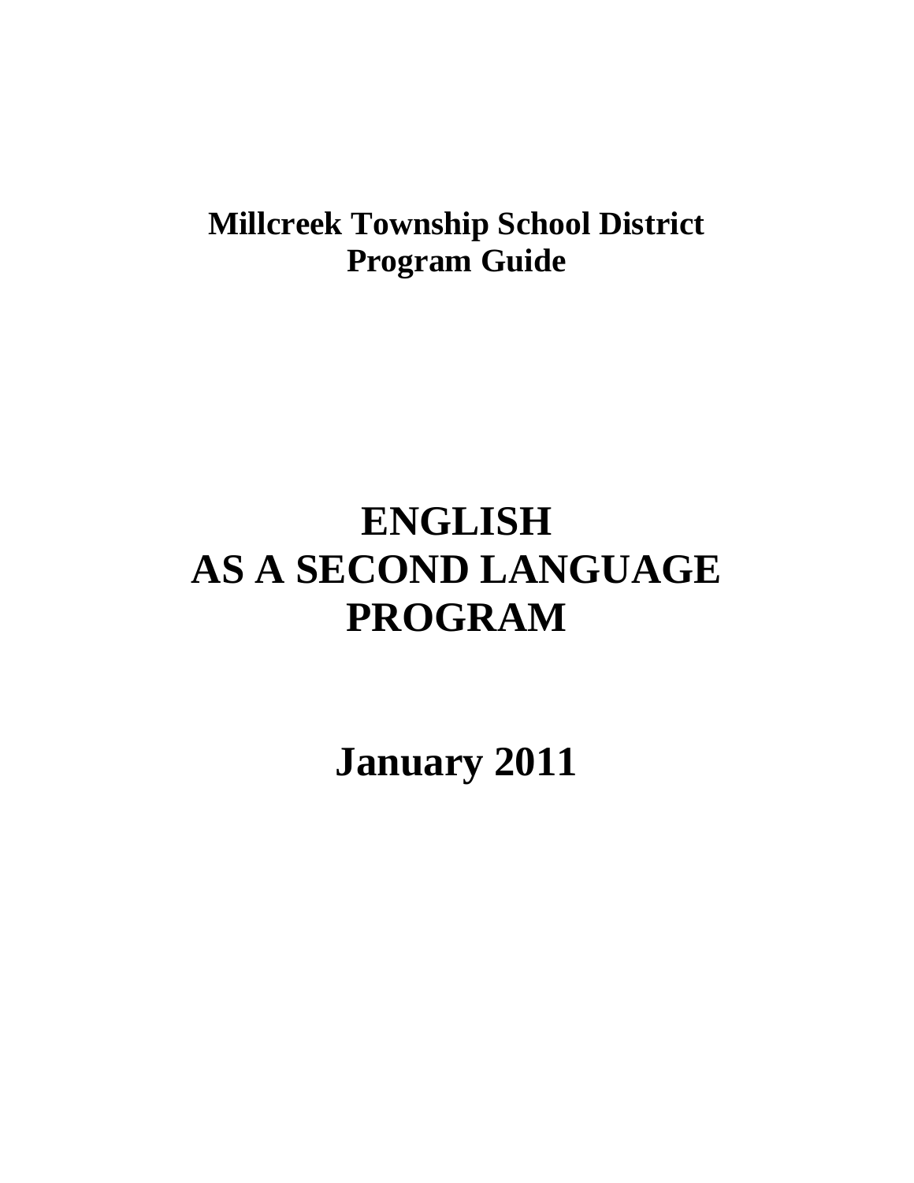**Millcreek Township School District**
**Program Guide**

# ENGLISH
# AS A SECOND LANGUAGE
# PROGRAM

## January 2011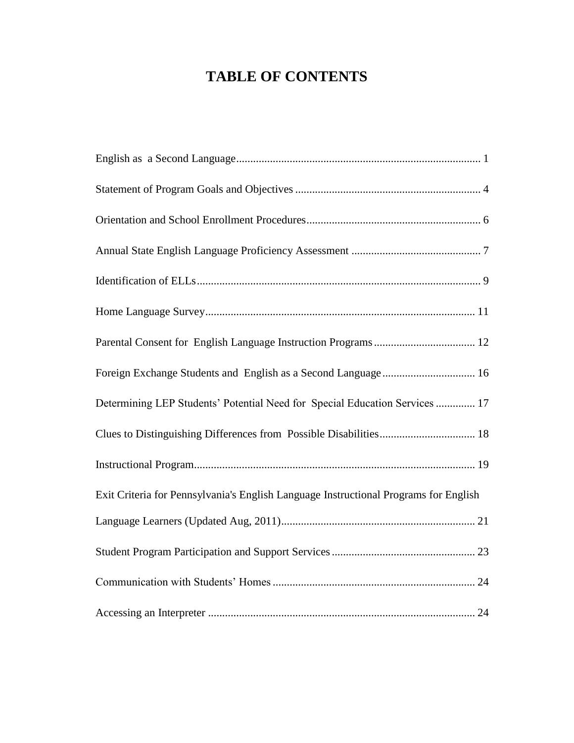# TABLE OF CONTENTS

English as a Second Language ........................................................................ 1

Statement of Program Goals and Objectives ................................................................. 4

Orientation and School Enrollment Procedures ............................................................. 6

Annual State English Language Proficiency Assessment ............................................. 7

Identification of ELLs .................................................................................................... 9

Home Language Survey ............................................................................................... 11

Parental Consent for English Language Instruction Programs .................................... 12

Foreign Exchange Students and English as a Second Language ................................. 16

Determining LEP Students' Potential Need for Special Education Services .............. 17

Clues to Distinguishing Differences from Possible Disabilities .................................. 18

Instructional Program ................................................................................................... 19

Exit Criteria for Pennsylvania's English Language Instructional Programs for English Language Learners (Updated Aug, 2011) .................................................................... 21

Student Program Participation and Support Services ................................................... 23

Communication with Students' Homes ........................................................................ 24

Accessing an Interpreter ............................................................................................... 24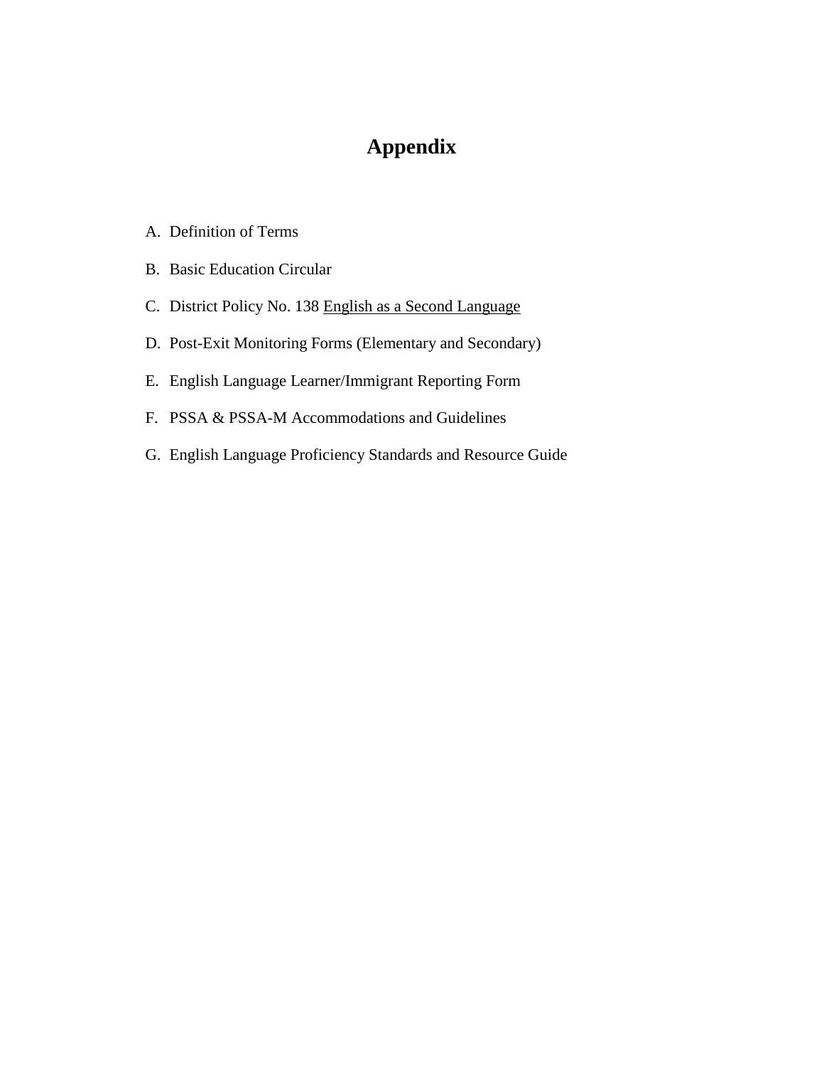# Appendix

A. Definition of Terms

B. Basic Education Circular

C. District Policy No. 138 <u>English as a Second Language</u>

D. Post-Exit Monitoring Forms (Elementary and Secondary)

E. English Language Learner/Immigrant Reporting Form

F. PSSA & PSSA-M Accommodations and Guidelines

G. English Language Proficiency Standards and Resource Guide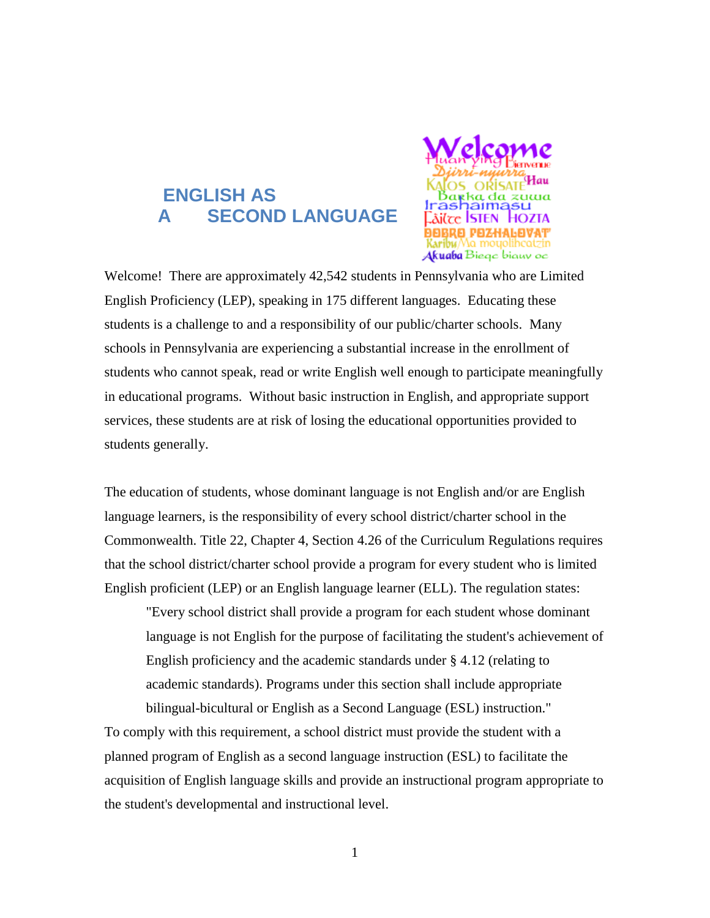# ENGLISH AS A SECOND LANGUAGE

Welcome! There are approximately 42,542 students in Pennsylvania who are Limited English Proficiency (LEP), speaking in 175 different languages. Educating these students is a challenge to and a responsibility of our public/charter schools. Many schools in Pennsylvania are experiencing a substantial increase in the enrollment of students who cannot speak, read or write English well enough to participate meaningfully in educational programs. Without basic instruction in English, and appropriate support services, these students are at risk of losing the educational opportunities provided to students generally.

The education of students, whose dominant language is not English and/or are English language learners, is the responsibility of every school district/charter school in the Commonwealth. Title 22, Chapter 4, Section 4.26 of the Curriculum Regulations requires that the school district/charter school provide a program for every student who is limited English proficient (LEP) or an English language learner (ELL). The regulation states:

> "Every school district shall provide a program for each student whose dominant language is not English for the purpose of facilitating the student's achievement of English proficiency and the academic standards under § 4.12 (relating to academic standards). Programs under this section shall include appropriate bilingual-bicultural or English as a Second Language (ESL) instruction."

To comply with this requirement, a school district must provide the student with a planned program of English as a second language instruction (ESL) to facilitate the acquisition of English language skills and provide an instructional program appropriate to the student's developmental and instructional level.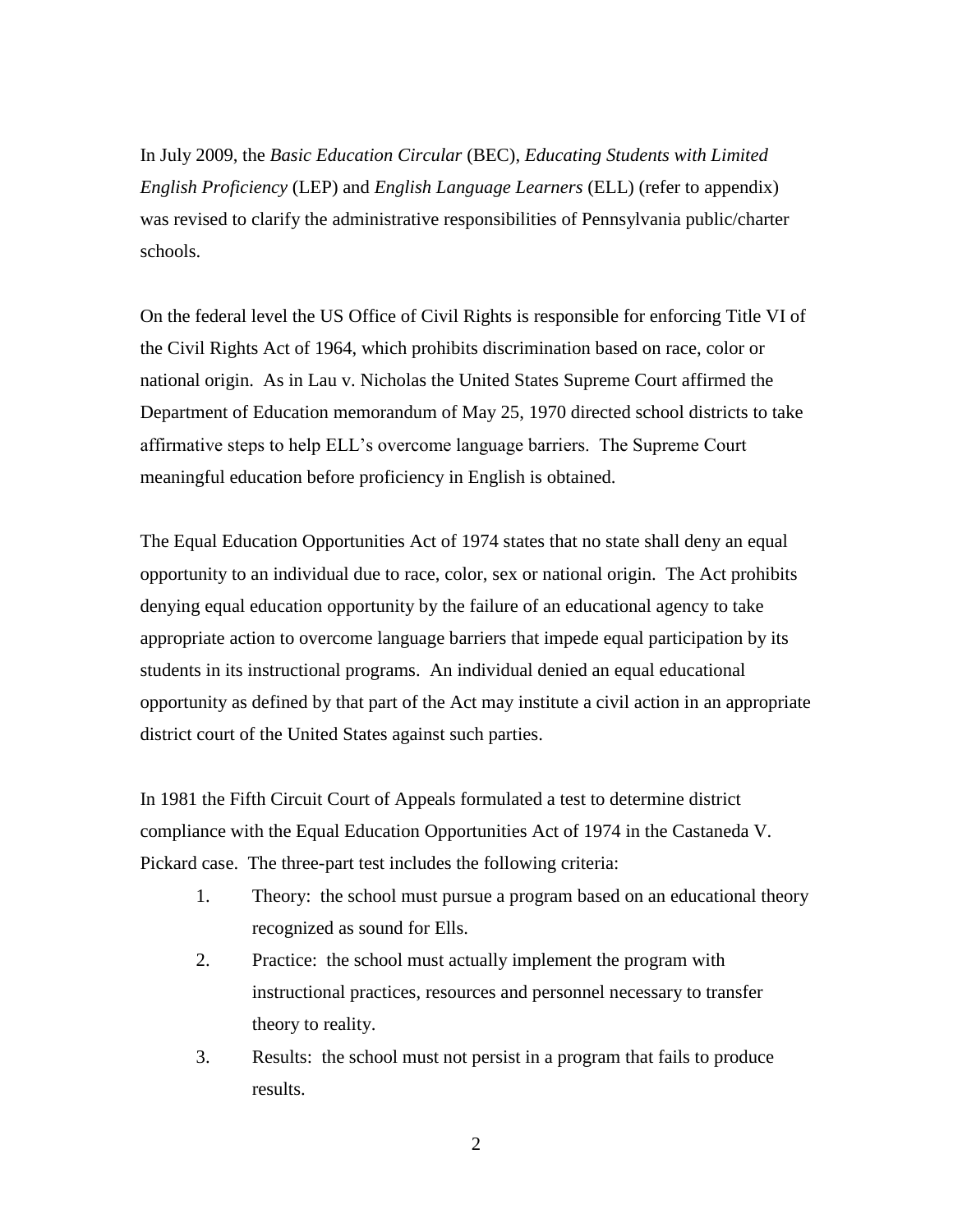In July 2009, the *Basic Education Circular* (BEC), *Educating Students with Limited English Proficiency* (LEP) and *English Language Learners* (ELL) (refer to appendix) was revised to clarify the administrative responsibilities of Pennsylvania public/charter schools.

On the federal level the US Office of Civil Rights is responsible for enforcing Title VI of the Civil Rights Act of 1964, which prohibits discrimination based on race, color or national origin. As in Lau v. Nicholas the United States Supreme Court affirmed the Department of Education memorandum of May 25, 1970 directed school districts to take affirmative steps to help ELL's overcome language barriers. The Supreme Court meaningful education before proficiency in English is obtained.

The Equal Education Opportunities Act of 1974 states that no state shall deny an equal opportunity to an individual due to race, color, sex or national origin. The Act prohibits denying equal education opportunity by the failure of an educational agency to take appropriate action to overcome language barriers that impede equal participation by its students in its instructional programs. An individual denied an equal educational opportunity as defined by that part of the Act may institute a civil action in an appropriate district court of the United States against such parties.

In 1981 the Fifth Circuit Court of Appeals formulated a test to determine district compliance with the Equal Education Opportunities Act of 1974 in the Castaneda V. Pickard case. The three-part test includes the following criteria:

1. Theory: the school must pursue a program based on an educational theory recognized as sound for Ells.
2. Practice: the school must actually implement the program with instructional practices, resources and personnel necessary to transfer theory to reality.
3. Results: the school must not persist in a program that fails to produce results.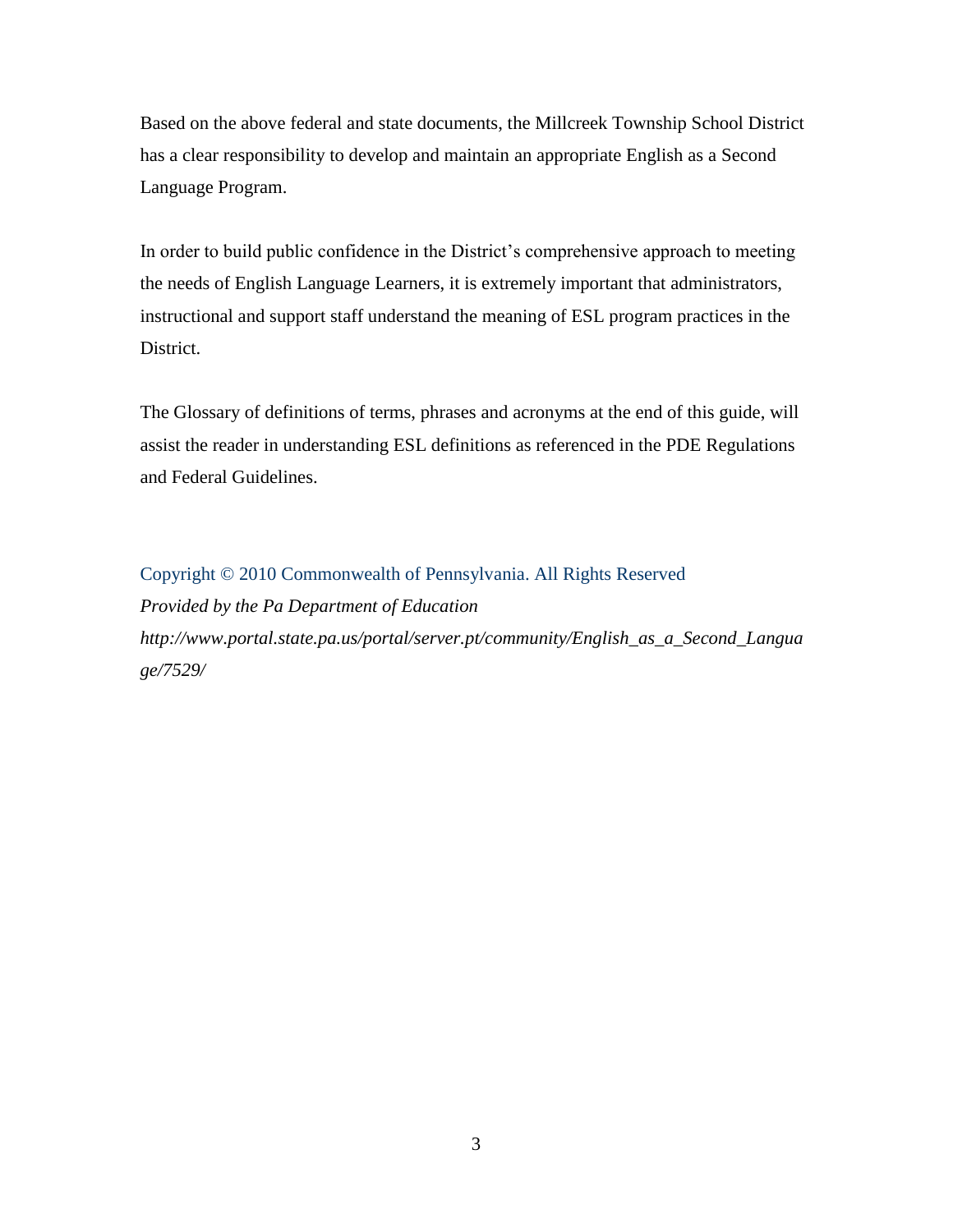Based on the above federal and state documents, the Millcreek Township School District has a clear responsibility to develop and maintain an appropriate English as a Second Language Program.

In order to build public confidence in the District's comprehensive approach to meeting the needs of English Language Learners, it is extremely important that administrators, instructional and support staff understand the meaning of ESL program practices in the District.

The Glossary of definitions of terms, phrases and acronyms at the end of this guide, will assist the reader in understanding ESL definitions as referenced in the PDE Regulations and Federal Guidelines.

Copyright © 2010 Commonwealth of Pennsylvania. All Rights Reserved
*Provided by the Pa Department of Education*
*http://www.portal.state.pa.us/portal/server.pt/community/English_as_a_Second_Language/7529/*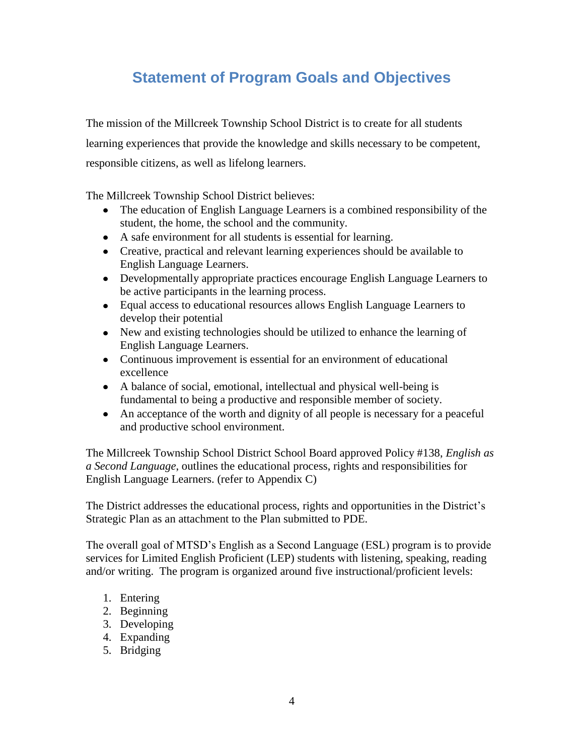# Statement of Program Goals and Objectives

The mission of the Millcreek Township School District is to create for all students learning experiences that provide the knowledge and skills necessary to be competent, responsible citizens, as well as lifelong learners.

The Millcreek Township School District believes:

- The education of English Language Learners is a combined responsibility of the student, the home, the school and the community.
- A safe environment for all students is essential for learning.
- Creative, practical and relevant learning experiences should be available to English Language Learners.
- Developmentally appropriate practices encourage English Language Learners to be active participants in the learning process.
- Equal access to educational resources allows English Language Learners to develop their potential
- New and existing technologies should be utilized to enhance the learning of English Language Learners.
- Continuous improvement is essential for an environment of educational excellence
- A balance of social, emotional, intellectual and physical well-being is fundamental to being a productive and responsible member of society.
- An acceptance of the worth and dignity of all people is necessary for a peaceful and productive school environment.

The Millcreek Township School District School Board approved Policy #138, *English as a Second Language*, outlines the educational process, rights and responsibilities for English Language Learners. (refer to Appendix C)

The District addresses the educational process, rights and opportunities in the District's Strategic Plan as an attachment to the Plan submitted to PDE.

The overall goal of MTSD's English as a Second Language (ESL) program is to provide services for Limited English Proficient (LEP) students with listening, speaking, reading and/or writing. The program is organized around five instructional/proficient levels:

1. Entering
2. Beginning
3. Developing
4. Expanding
5. Bridging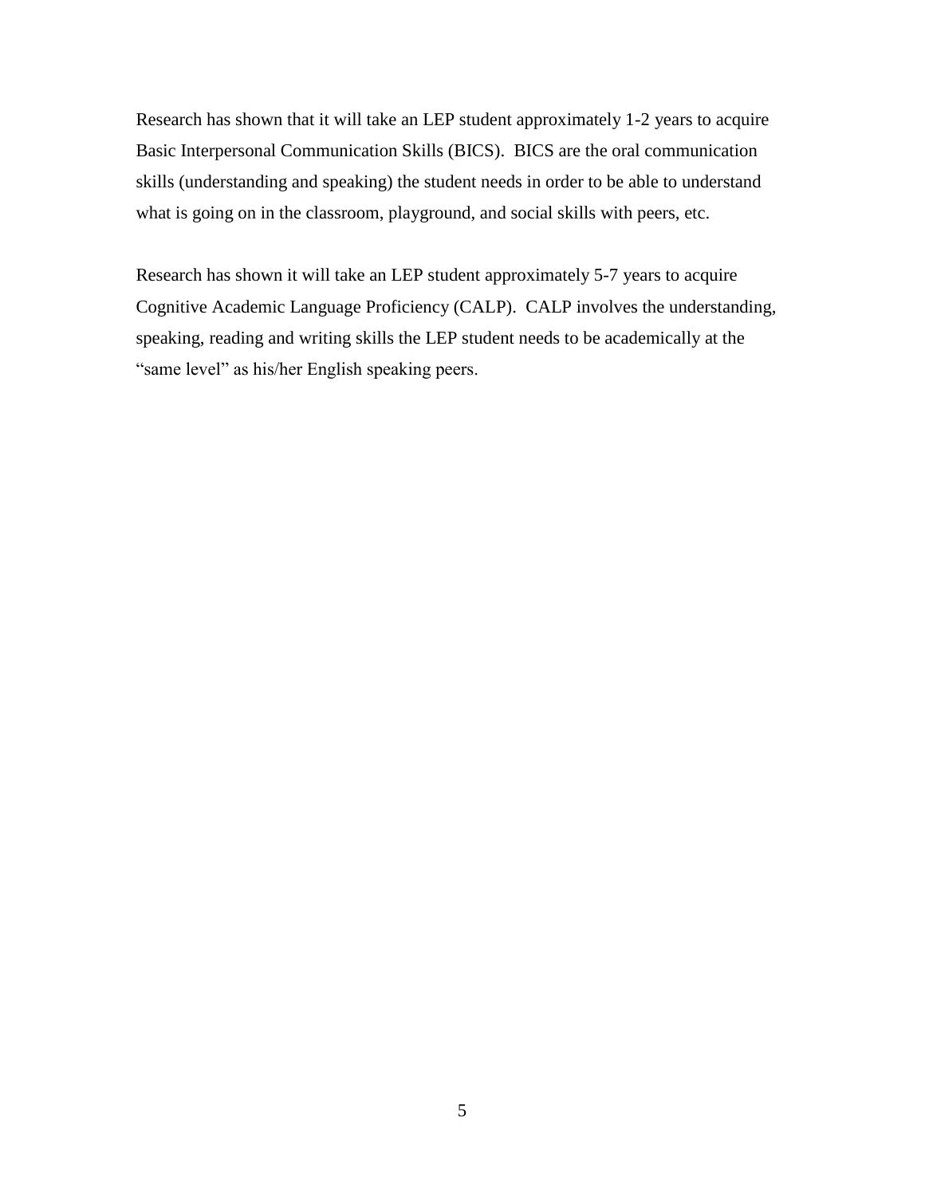Research has shown that it will take an LEP student approximately 1-2 years to acquire Basic Interpersonal Communication Skills (BICS). BICS are the oral communication skills (understanding and speaking) the student needs in order to be able to understand what is going on in the classroom, playground, and social skills with peers, etc.

Research has shown it will take an LEP student approximately 5-7 years to acquire Cognitive Academic Language Proficiency (CALP). CALP involves the understanding, speaking, reading and writing skills the LEP student needs to be academically at the "same level" as his/her English speaking peers.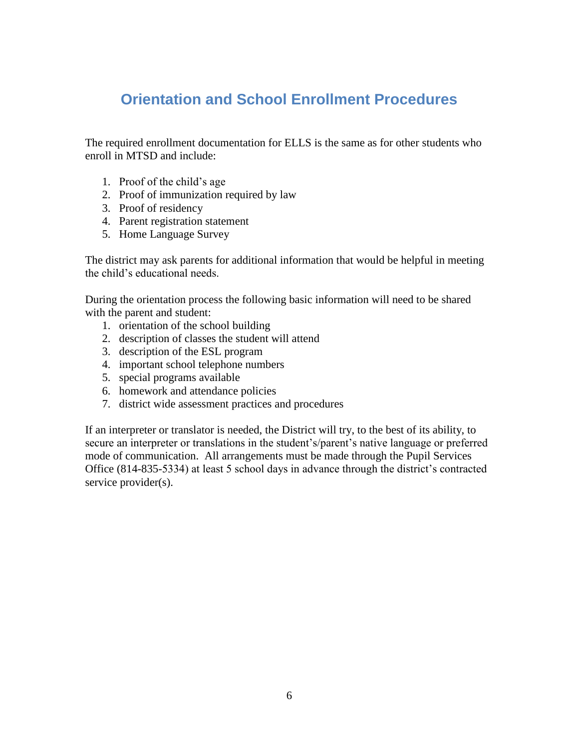# Orientation and School Enrollment Procedures

The required enrollment documentation for ELLS is the same as for other students who enroll in MTSD and include:

1. Proof of the child's age
2. Proof of immunization required by law
3. Proof of residency
4. Parent registration statement
5. Home Language Survey

The district may ask parents for additional information that would be helpful in meeting the child's educational needs.

During the orientation process the following basic information will need to be shared with the parent and student:

1. orientation of the school building
2. description of classes the student will attend
3. description of the ESL program
4. important school telephone numbers
5. special programs available
6. homework and attendance policies
7. district wide assessment practices and procedures

If an interpreter or translator is needed, the District will try, to the best of its ability, to secure an interpreter or translations in the student's/parent's native language or preferred mode of communication. All arrangements must be made through the Pupil Services Office (814-835-5334) at least 5 school days in advance through the district's contracted service provider(s).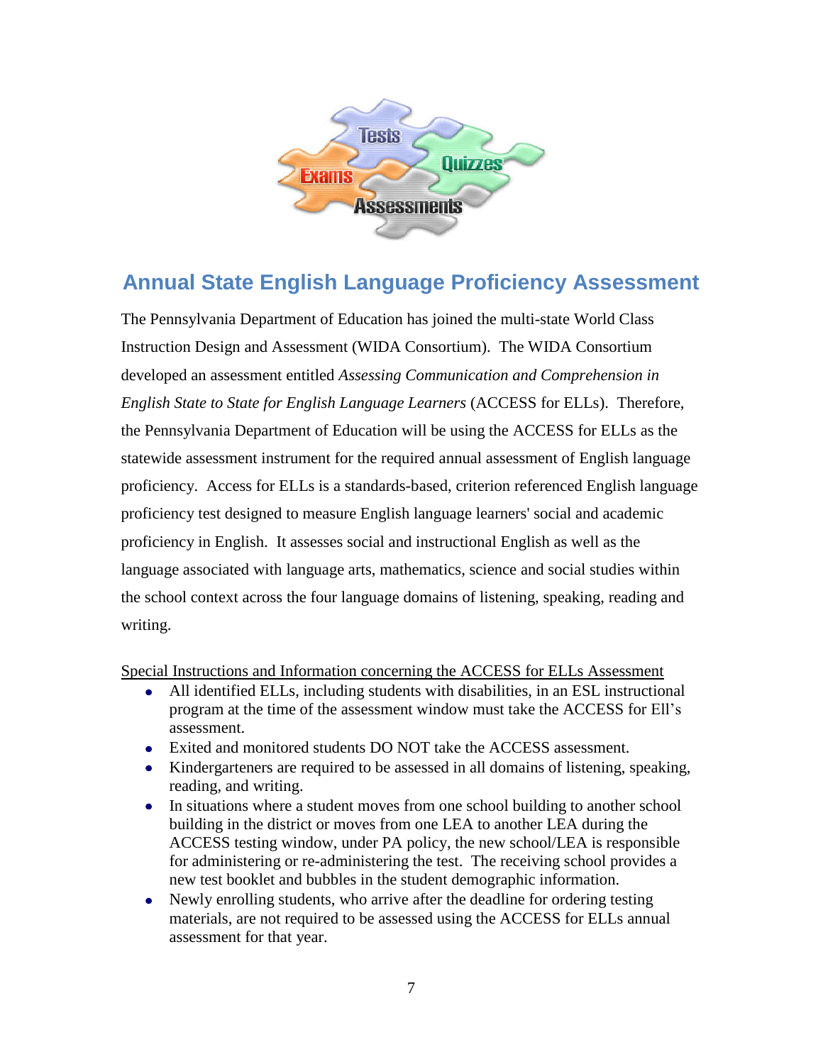## Annual State English Language Proficiency Assessment

The Pennsylvania Department of Education has joined the multi-state World Class Instruction Design and Assessment (WIDA Consortium). The WIDA Consortium developed an assessment entitled *Assessing Communication and Comprehension in English State to State for English Language Learners* (ACCESS for ELLs). Therefore, the Pennsylvania Department of Education will be using the ACCESS for ELLs as the statewide assessment instrument for the required annual assessment of English language proficiency. Access for ELLs is a standards-based, criterion referenced English language proficiency test designed to measure English language learners' social and academic proficiency in English. It assesses social and instructional English as well as the language associated with language arts, mathematics, science and social studies within the school context across the four language domains of listening, speaking, reading and writing.

<u>Special Instructions and Information concerning the ACCESS for ELLs Assessment</u>

- All identified ELLs, including students with disabilities, in an ESL instructional program at the time of the assessment window must take the ACCESS for Ell's assessment.
- Exited and monitored students DO NOT take the ACCESS assessment.
- Kindergarteners are required to be assessed in all domains of listening, speaking, reading, and writing.
- In situations where a student moves from one school building to another school building in the district or moves from one LEA to another LEA during the ACCESS testing window, under PA policy, the new school/LEA is responsible for administering or re-administering the test. The receiving school provides a new test booklet and bubbles in the student demographic information.
- Newly enrolling students, who arrive after the deadline for ordering testing materials, are not required to be assessed using the ACCESS for ELLs annual assessment for that year.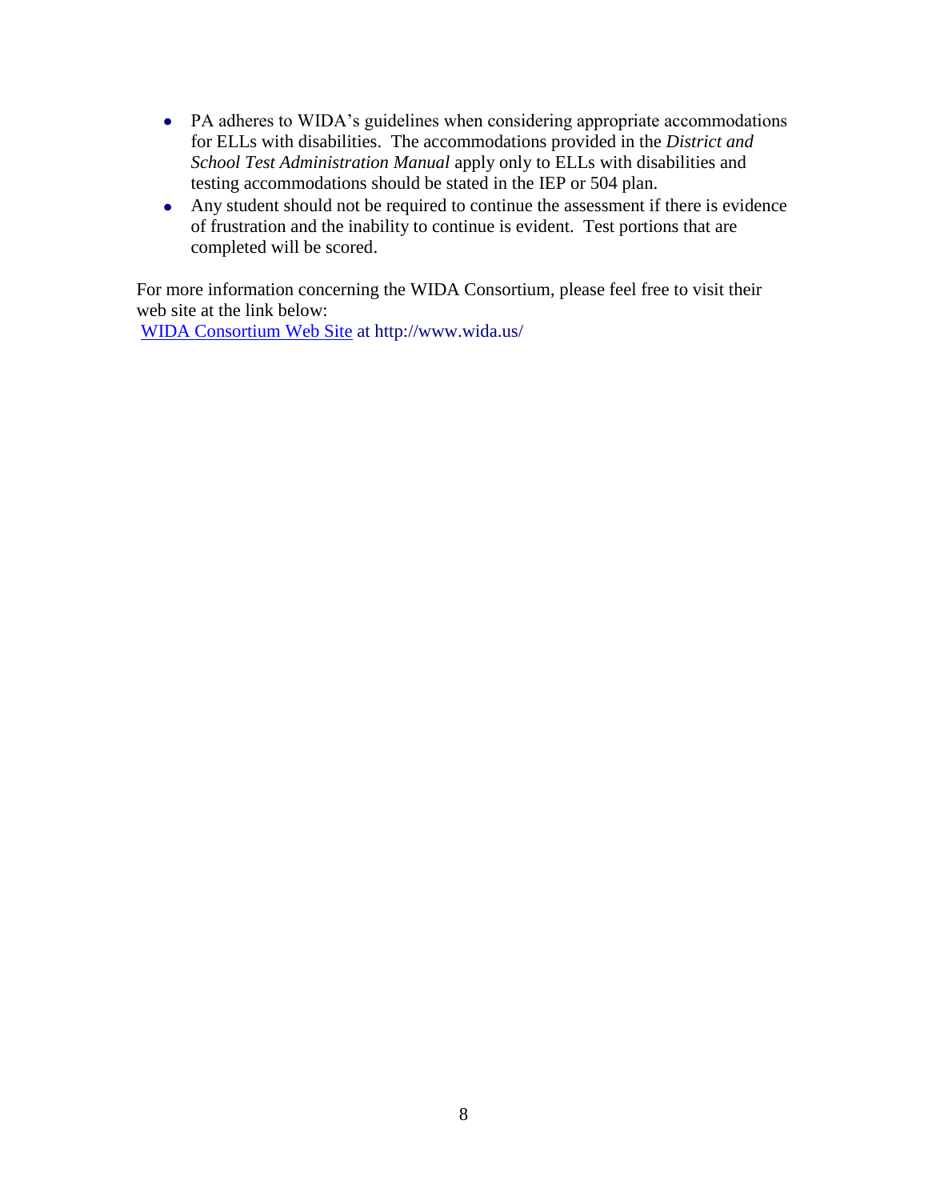- PA adheres to WIDA's guidelines when considering appropriate accommodations for ELLs with disabilities. The accommodations provided in the *District and School Test Administration Manual* apply only to ELLs with disabilities and testing accommodations should be stated in the IEP or 504 plan.
- Any student should not be required to continue the assessment if there is evidence of frustration and the inability to continue is evident. Test portions that are completed will be scored.

For more information concerning the WIDA Consortium, please feel free to visit their web site at the link below:
[WIDA Consortium Web Site](http://www.wida.us/) at http://www.wida.us/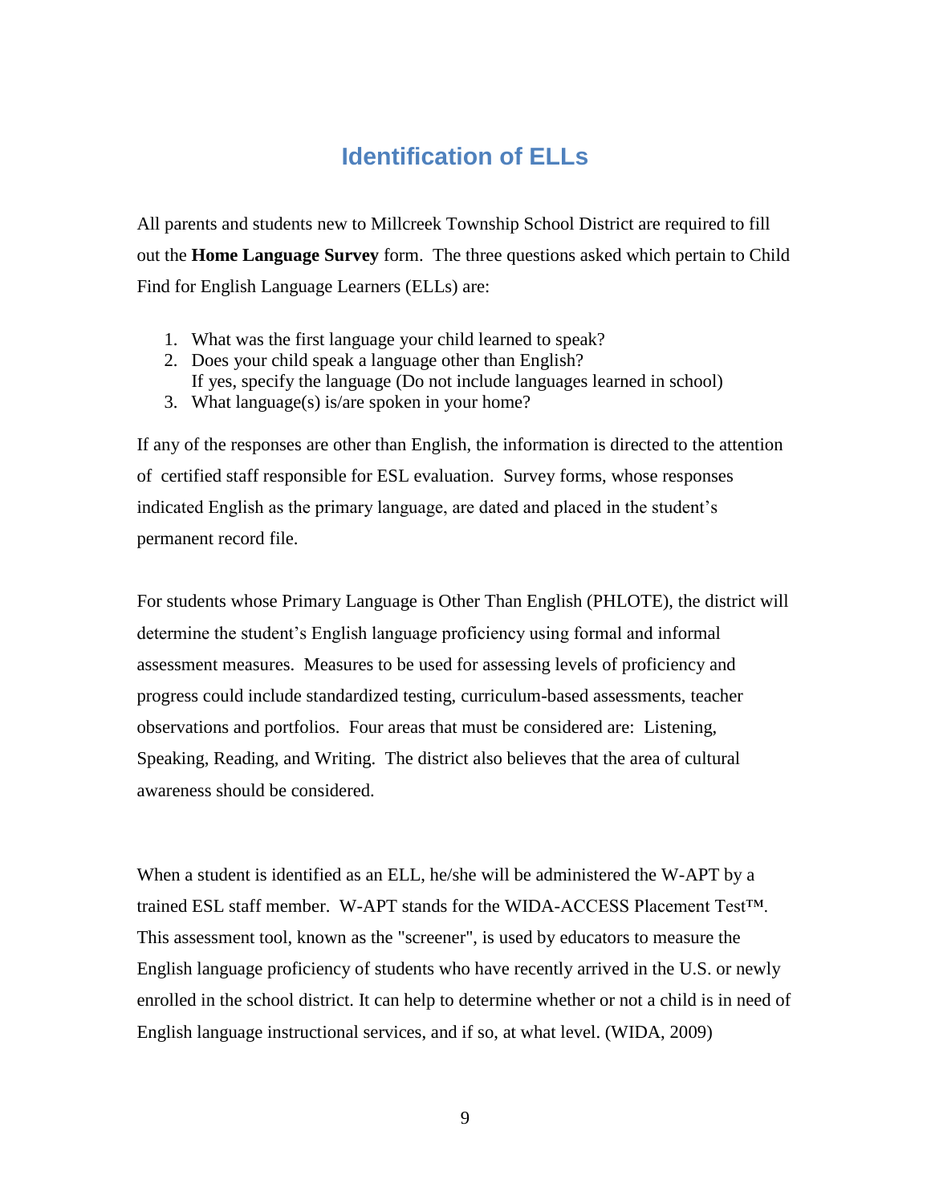# Identification of ELLs

All parents and students new to Millcreek Township School District are required to fill out the **Home Language Survey** form. The three questions asked which pertain to Child Find for English Language Learners (ELLs) are:

1. What was the first language your child learned to speak?
2. Does your child speak a language other than English?
   If yes, specify the language (Do not include languages learned in school)
3. What language(s) is/are spoken in your home?

If any of the responses are other than English, the information is directed to the attention of certified staff responsible for ESL evaluation. Survey forms, whose responses indicated English as the primary language, are dated and placed in the student's permanent record file.

For students whose Primary Language is Other Than English (PHLOTE), the district will determine the student's English language proficiency using formal and informal assessment measures. Measures to be used for assessing levels of proficiency and progress could include standardized testing, curriculum-based assessments, teacher observations and portfolios. Four areas that must be considered are: Listening, Speaking, Reading, and Writing. The district also believes that the area of cultural awareness should be considered.

When a student is identified as an ELL, he/she will be administered the W-APT by a trained ESL staff member. W-APT stands for the WIDA-ACCESS Placement Test™. This assessment tool, known as the "screener", is used by educators to measure the English language proficiency of students who have recently arrived in the U.S. or newly enrolled in the school district. It can help to determine whether or not a child is in need of English language instructional services, and if so, at what level. (WIDA, 2009)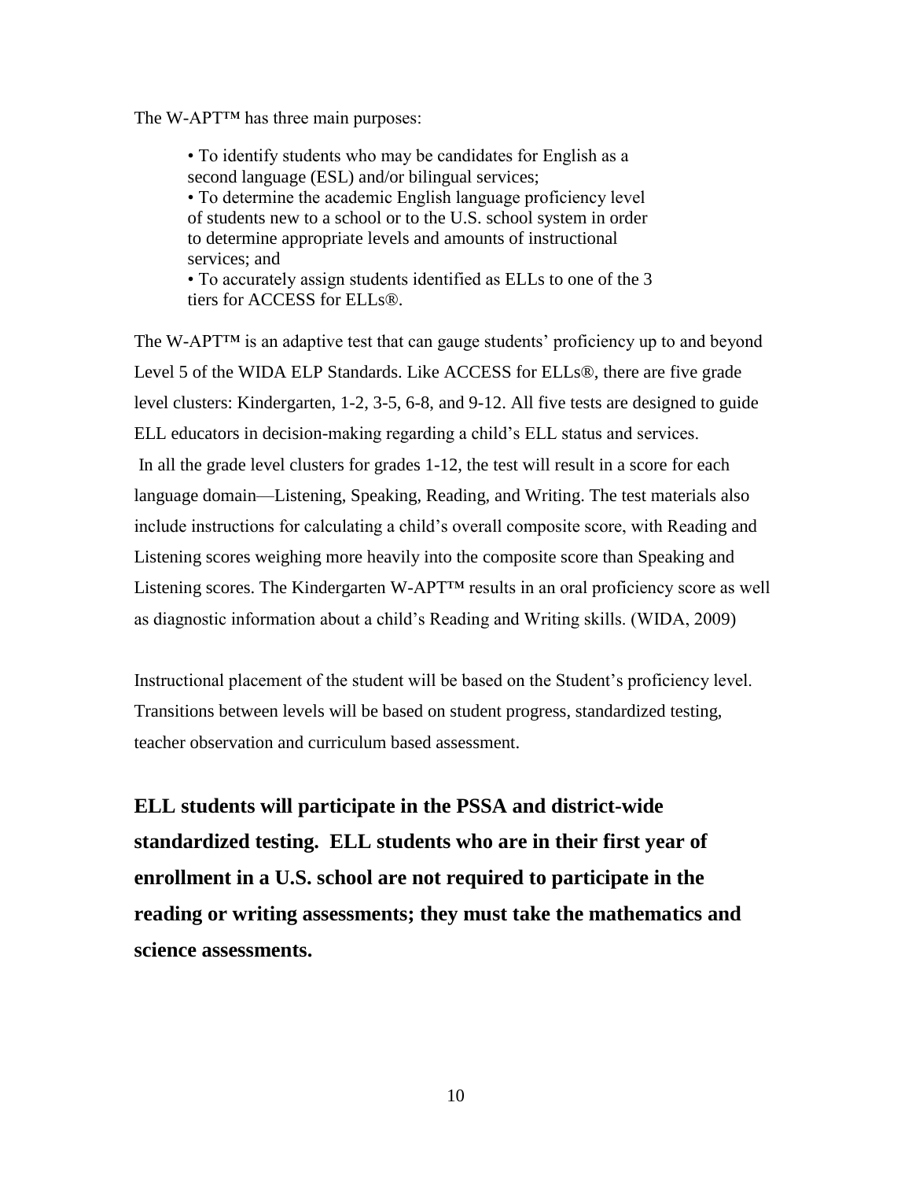The W-APT™ has three main purposes:

- To identify students who may be candidates for English as a second language (ESL) and/or bilingual services;
- To determine the academic English language proficiency level of students new to a school or to the U.S. school system in order to determine appropriate levels and amounts of instructional services; and
- To accurately assign students identified as ELLs to one of the 3 tiers for ACCESS for ELLs®.

The W-APT™ is an adaptive test that can gauge students' proficiency up to and beyond Level 5 of the WIDA ELP Standards. Like ACCESS for ELLs®, there are five grade level clusters: Kindergarten, 1-2, 3-5, 6-8, and 9-12. All five tests are designed to guide ELL educators in decision-making regarding a child's ELL status and services. In all the grade level clusters for grades 1-12, the test will result in a score for each language domain—Listening, Speaking, Reading, and Writing. The test materials also include instructions for calculating a child's overall composite score, with Reading and Listening scores weighing more heavily into the composite score than Speaking and Listening scores. The Kindergarten W-APT™ results in an oral proficiency score as well as diagnostic information about a child's Reading and Writing skills. (WIDA, 2009)

Instructional placement of the student will be based on the Student's proficiency level. Transitions between levels will be based on student progress, standardized testing, teacher observation and curriculum based assessment.

**ELL students will participate in the PSSA and district-wide standardized testing. ELL students who are in their first year of enrollment in a U.S. school are not required to participate in the reading or writing assessments; they must take the mathematics and science assessments.**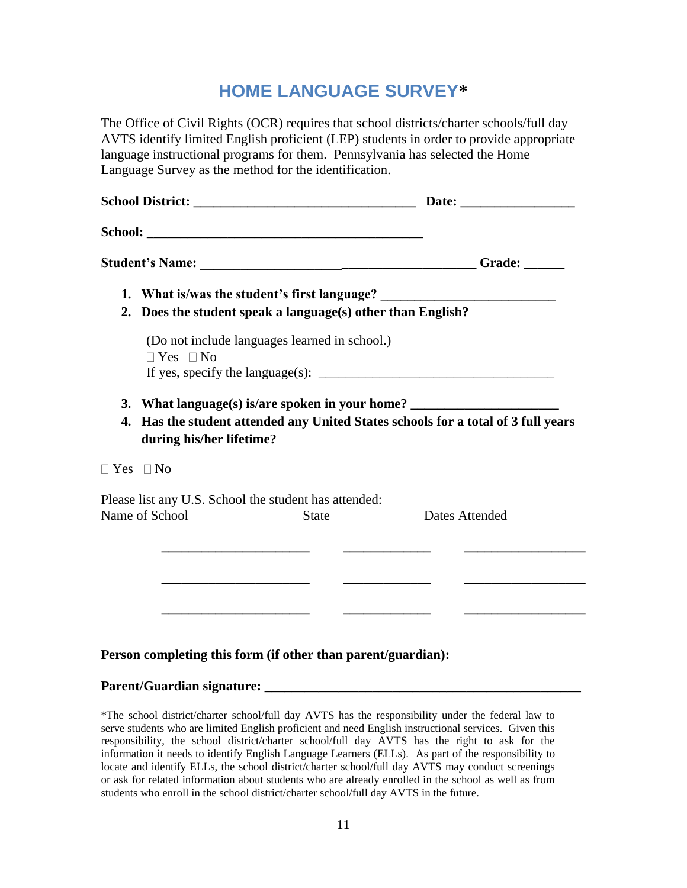# HOME LANGUAGE SURVEY*

The Office of Civil Rights (OCR) requires that school districts/charter schools/full day AVTS identify limited English proficient (LEP) students in order to provide appropriate language instructional programs for them. Pennsylvania has selected the Home Language Survey as the method for the identification.

**School District: _________________________________ Date: _________________**

**School: __________________________________________**

**Student's Name: _________________________________________ Grade: ______**

1. **What is/was the student's first language? _________________________**
2. **Does the student speak a language(s) other than English?**

   (Do not include languages learned in school.)
   ☐ Yes ☐ No
   If yes, specify the language(s): ___________________________________

3. **What language(s) is/are spoken in your home? _____________________**
4. **Has the student attended any United States schools for a total of 3 full years during his/her lifetime?**

☐ Yes ☐ No

Please list any U.S. School the student has attended:

| Name of School | State | Dates Attended |
|---|---|---|
| _____________________ | ____________ | _________________ |
| _____________________ | ____________ | _________________ |
| _____________________ | ____________ | _________________ |

**Person completing this form (if other than parent/guardian):**

**Parent/Guardian signature: _______________________________________________**

*The school district/charter school/full day AVTS has the responsibility under the federal law to serve students who are limited English proficient and need English instructional services. Given this responsibility, the school district/charter school/full day AVTS has the right to ask for the information it needs to identify English Language Learners (ELLs). As part of the responsibility to locate and identify ELLs, the school district/charter school/full day AVTS may conduct screenings or ask for related information about students who are already enrolled in the school as well as from students who enroll in the school district/charter school/full day AVTS in the future.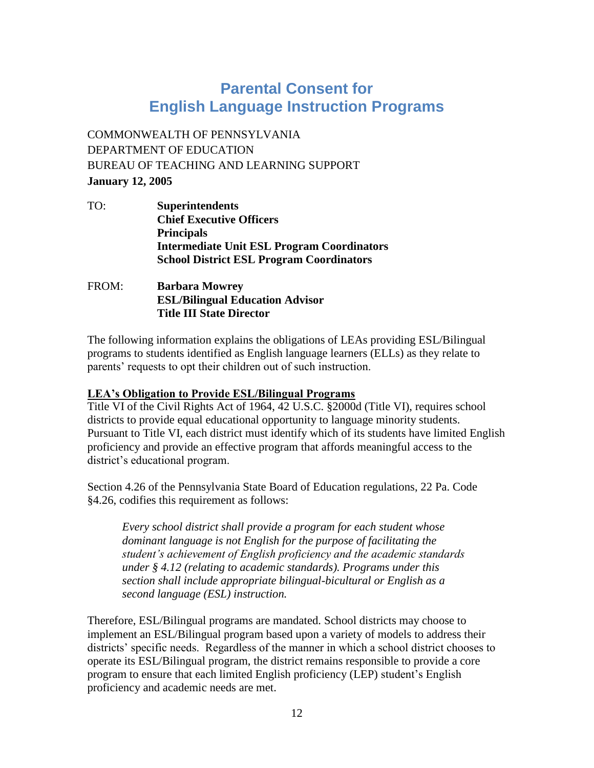# Parental Consent for English Language Instruction Programs

COMMONWEALTH OF PENNSYLVANIA
DEPARTMENT OF EDUCATION
BUREAU OF TEACHING AND LEARNING SUPPORT
**January 12, 2005**

TO: **Superintendents**
**Chief Executive Officers**
**Principals**
**Intermediate Unit ESL Program Coordinators**
**School District ESL Program Coordinators**

FROM: **Barbara Mowrey**
**ESL/Bilingual Education Advisor**
**Title III State Director**

The following information explains the obligations of LEAs providing ESL/Bilingual programs to students identified as English language learners (ELLs) as they relate to parents' requests to opt their children out of such instruction.

**LEA's Obligation to Provide ESL/Bilingual Programs**

Title VI of the Civil Rights Act of 1964, 42 U.S.C. §2000d (Title VI), requires school districts to provide equal educational opportunity to language minority students. Pursuant to Title VI, each district must identify which of its students have limited English proficiency and provide an effective program that affords meaningful access to the district's educational program.

Section 4.26 of the Pennsylvania State Board of Education regulations, 22 Pa. Code §4.26, codifies this requirement as follows:

> *Every school district shall provide a program for each student whose dominant language is not English for the purpose of facilitating the student's achievement of English proficiency and the academic standards under § 4.12 (relating to academic standards). Programs under this section shall include appropriate bilingual-bicultural or English as a second language (ESL) instruction.*

Therefore, ESL/Bilingual programs are mandated. School districts may choose to implement an ESL/Bilingual program based upon a variety of models to address their districts' specific needs. Regardless of the manner in which a school district chooses to operate its ESL/Bilingual program, the district remains responsible to provide a core program to ensure that each limited English proficiency (LEP) student's English proficiency and academic needs are met.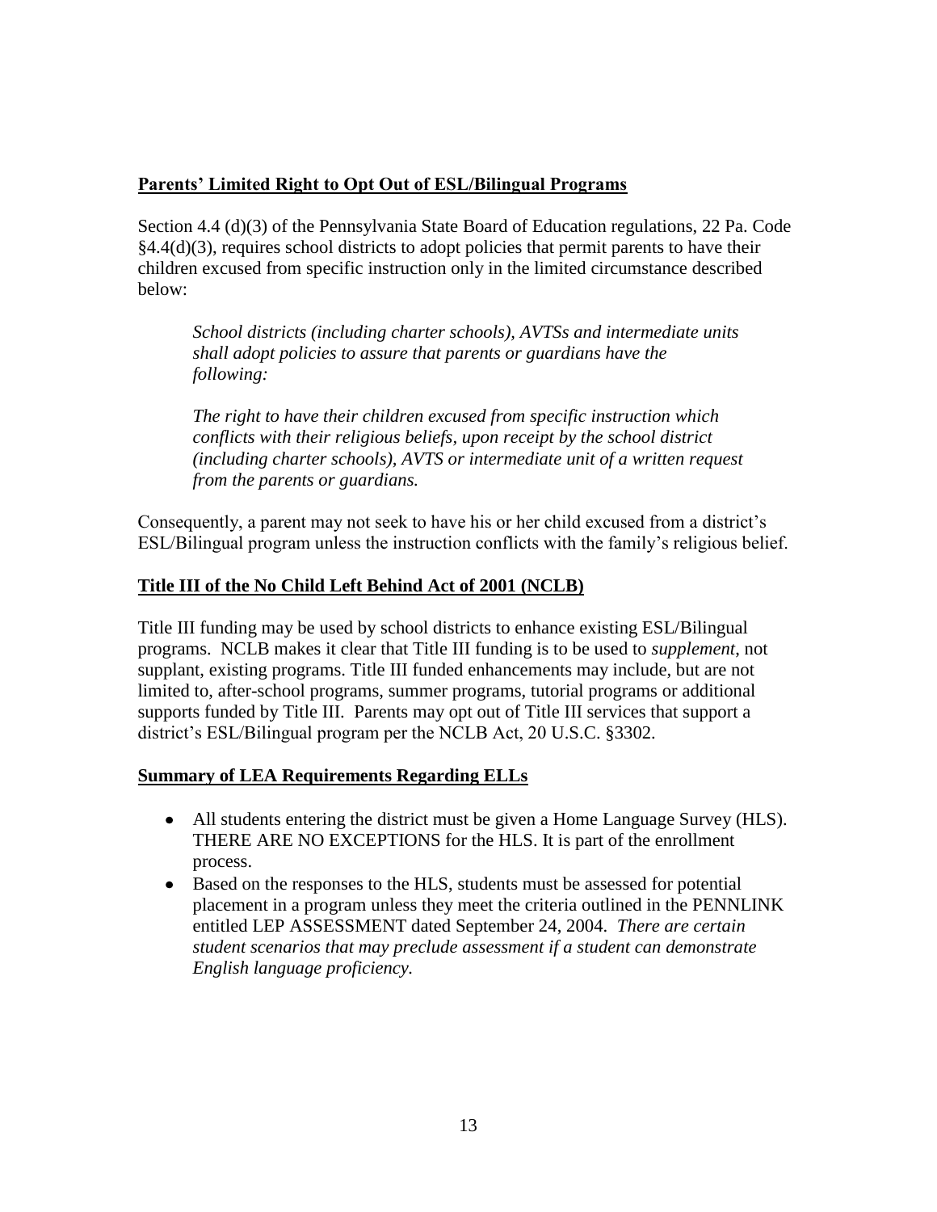## Parents' Limited Right to Opt Out of ESL/Bilingual Programs

Section 4.4 (d)(3) of the Pennsylvania State Board of Education regulations, 22 Pa. Code §4.4(d)(3), requires school districts to adopt policies that permit parents to have their children excused from specific instruction only in the limited circumstance described below:

> *School districts (including charter schools), AVTSs and intermediate units shall adopt policies to assure that parents or guardians have the following:*
>
> *The right to have their children excused from specific instruction which conflicts with their religious beliefs, upon receipt by the school district (including charter schools), AVTS or intermediate unit of a written request from the parents or guardians.*

Consequently, a parent may not seek to have his or her child excused from a district's ESL/Bilingual program unless the instruction conflicts with the family's religious belief.

## Title III of the No Child Left Behind Act of 2001 (NCLB)

Title III funding may be used by school districts to enhance existing ESL/Bilingual programs. NCLB makes it clear that Title III funding is to be used to *supplement*, not supplant, existing programs. Title III funded enhancements may include, but are not limited to, after-school programs, summer programs, tutorial programs or additional supports funded by Title III. Parents may opt out of Title III services that support a district's ESL/Bilingual program per the NCLB Act, 20 U.S.C. §3302.

## Summary of LEA Requirements Regarding ELLs

- All students entering the district must be given a Home Language Survey (HLS). THERE ARE NO EXCEPTIONS for the HLS. It is part of the enrollment process.
- Based on the responses to the HLS, students must be assessed for potential placement in a program unless they meet the criteria outlined in the PENNLINK entitled LEP ASSESSMENT dated September 24, 2004. *There are certain student scenarios that may preclude assessment if a student can demonstrate English language proficiency.*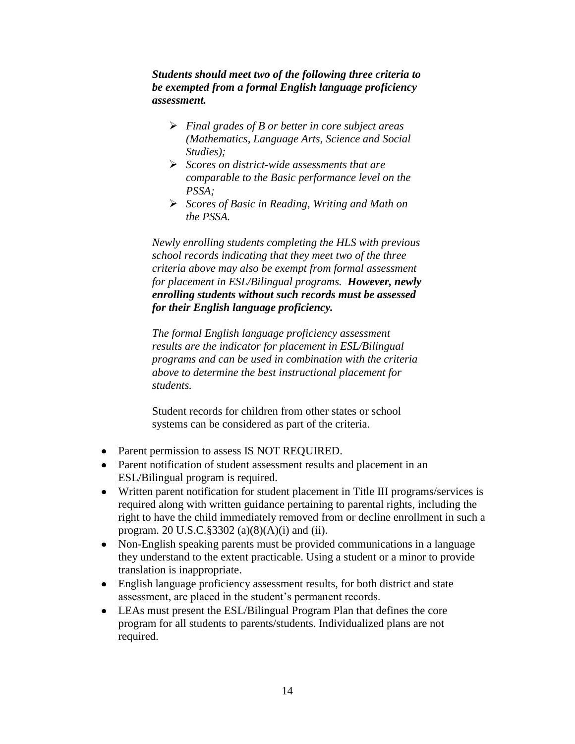***Students should meet two of the following three criteria to be exempted from a formal English language proficiency assessment.***

- *Final grades of B or better in core subject areas (Mathematics, Language Arts, Science and Social Studies);*
- *Scores on district-wide assessments that are comparable to the Basic performance level on the PSSA;*
- *Scores of Basic in Reading, Writing and Math on the PSSA.*

*Newly enrolling students completing the HLS with previous school records indicating that they meet two of the three criteria above may also be exempt from formal assessment for placement in ESL/Bilingual programs.* ***However, newly enrolling students without such records must be assessed for their English language proficiency.***

*The formal English language proficiency assessment results are the indicator for placement in ESL/Bilingual programs and can be used in combination with the criteria above to determine the best instructional placement for students.*

Student records for children from other states or school systems can be considered as part of the criteria.

- Parent permission to assess IS NOT REQUIRED.
- Parent notification of student assessment results and placement in an ESL/Bilingual program is required.
- Written parent notification for student placement in Title III programs/services is required along with written guidance pertaining to parental rights, including the right to have the child immediately removed from or decline enrollment in such a program. 20 U.S.C.§3302 (a)(8)(A)(i) and (ii).
- Non-English speaking parents must be provided communications in a language they understand to the extent practicable. Using a student or a minor to provide translation is inappropriate.
- English language proficiency assessment results, for both district and state assessment, are placed in the student's permanent records.
- LEAs must present the ESL/Bilingual Program Plan that defines the core program for all students to parents/students. Individualized plans are not required.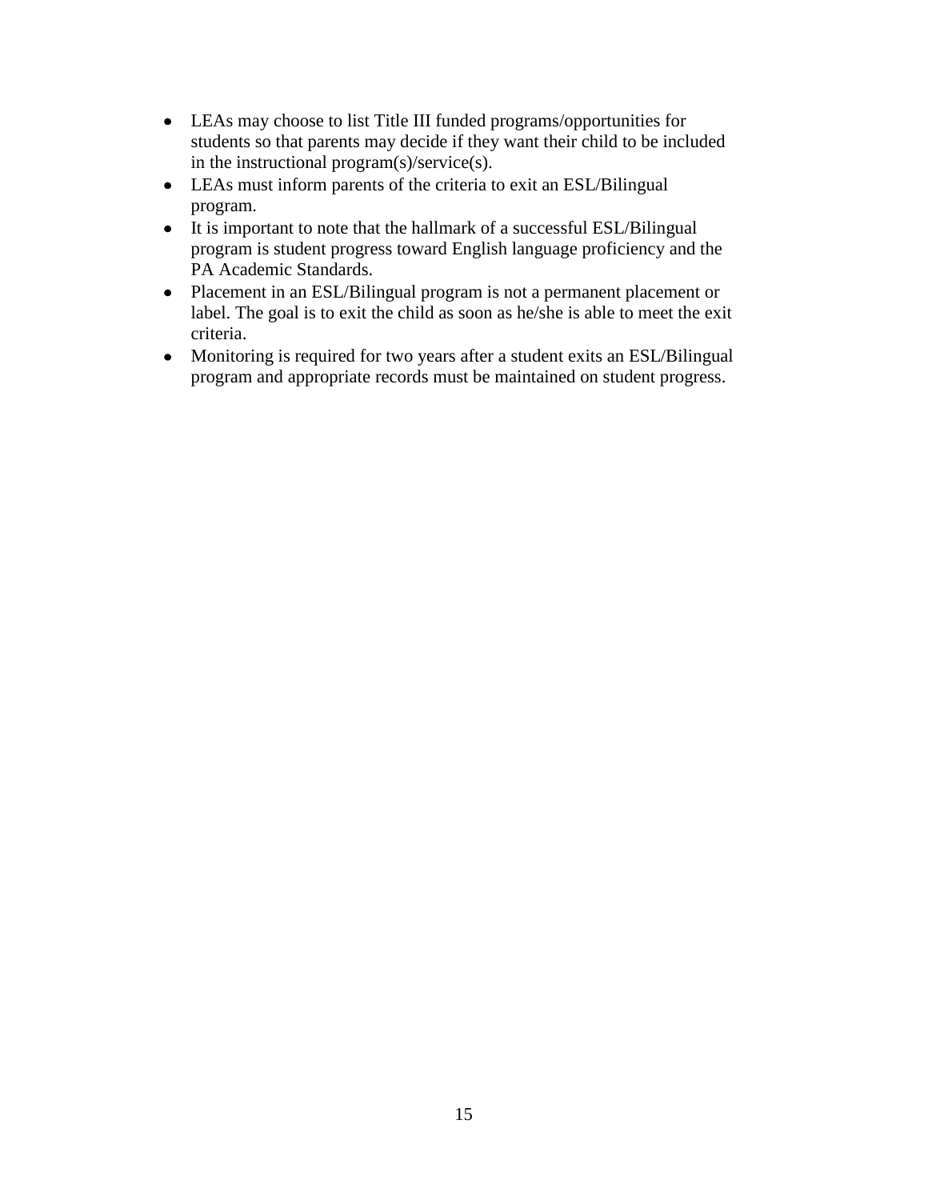- LEAs may choose to list Title III funded programs/opportunities for students so that parents may decide if they want their child to be included in the instructional program(s)/service(s).
- LEAs must inform parents of the criteria to exit an ESL/Bilingual program.
- It is important to note that the hallmark of a successful ESL/Bilingual program is student progress toward English language proficiency and the PA Academic Standards.
- Placement in an ESL/Bilingual program is not a permanent placement or label. The goal is to exit the child as soon as he/she is able to meet the exit criteria.
- Monitoring is required for two years after a student exits an ESL/Bilingual program and appropriate records must be maintained on student progress.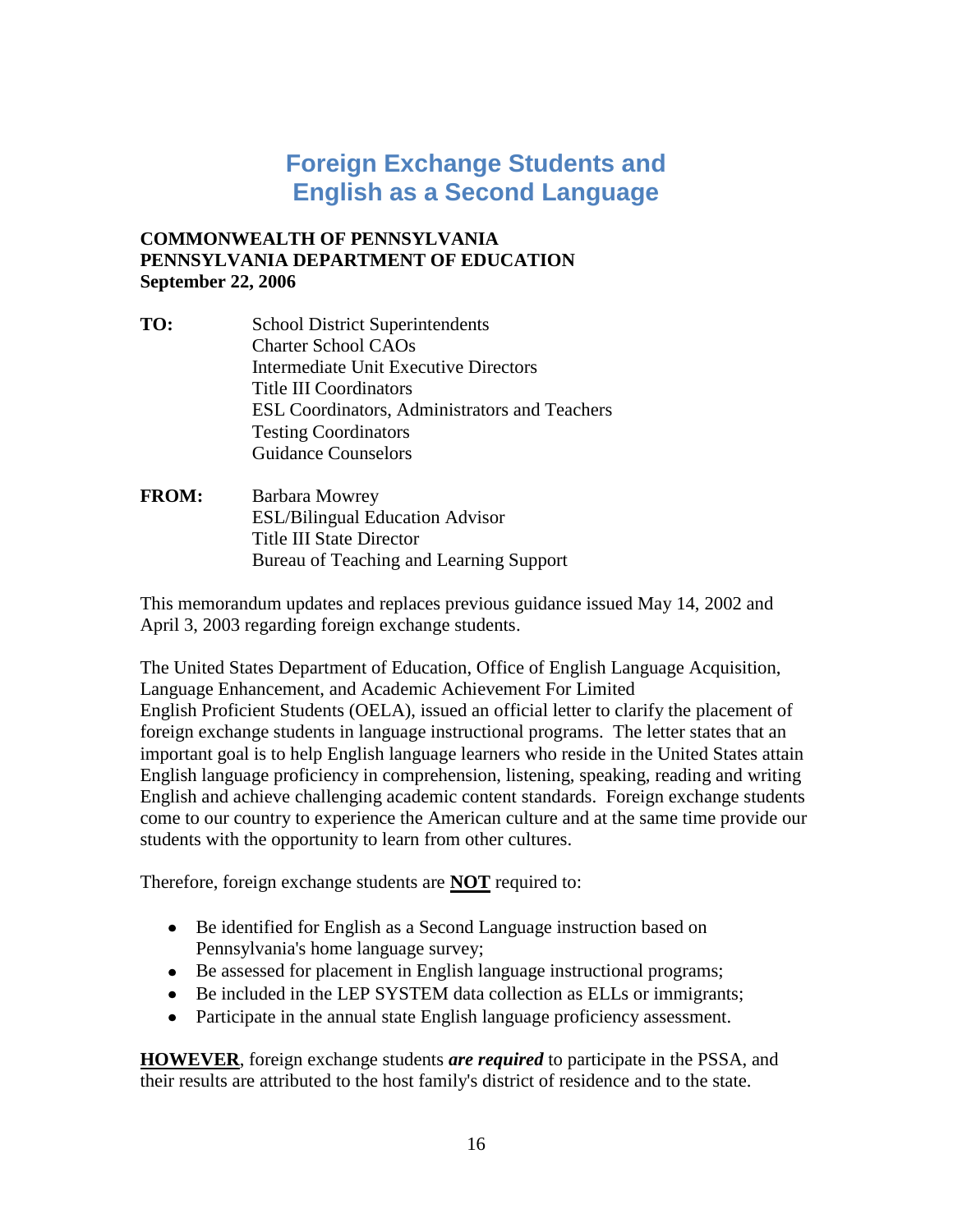# Foreign Exchange Students and English as a Second Language

**COMMONWEALTH OF PENNSYLVANIA**
**PENNSYLVANIA DEPARTMENT OF EDUCATION**
**September 22, 2006**

**TO:** School District Superintendents
Charter School CAOs
Intermediate Unit Executive Directors
Title III Coordinators
ESL Coordinators, Administrators and Teachers
Testing Coordinators
Guidance Counselors

**FROM:** Barbara Mowrey
ESL/Bilingual Education Advisor
Title III State Director
Bureau of Teaching and Learning Support

This memorandum updates and replaces previous guidance issued May 14, 2002 and April 3, 2003 regarding foreign exchange students.

The United States Department of Education, Office of English Language Acquisition, Language Enhancement, and Academic Achievement For Limited English Proficient Students (OELA), issued an official letter to clarify the placement of foreign exchange students in language instructional programs. The letter states that an important goal is to help English language learners who reside in the United States attain English language proficiency in comprehension, listening, speaking, reading and writing English and achieve challenging academic content standards. Foreign exchange students come to our country to experience the American culture and at the same time provide our students with the opportunity to learn from other cultures.

Therefore, foreign exchange students are **NOT** required to:

- Be identified for English as a Second Language instruction based on Pennsylvania's home language survey;
- Be assessed for placement in English language instructional programs;
- Be included in the LEP SYSTEM data collection as ELLs or immigrants;
- Participate in the annual state English language proficiency assessment.

**HOWEVER**, foreign exchange students ***are required*** to participate in the PSSA, and their results are attributed to the host family's district of residence and to the state.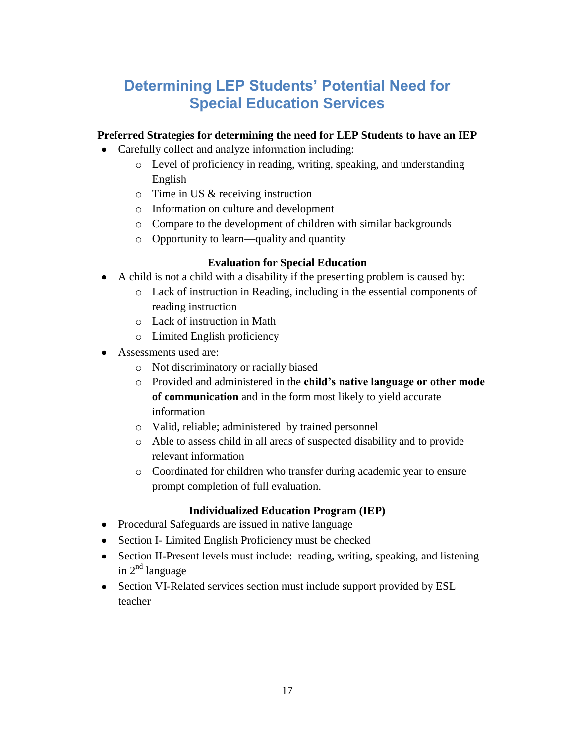# Determining LEP Students' Potential Need for Special Education Services

**Preferred Strategies for determining the need for LEP Students to have an IEP**

- Carefully collect and analyze information including:
  - Level of proficiency in reading, writing, speaking, and understanding English
  - Time in US & receiving instruction
  - Information on culture and development
  - Compare to the development of children with similar backgrounds
  - Opportunity to learn—quality and quantity

**Evaluation for Special Education**

- A child is not a child with a disability if the presenting problem is caused by:
  - Lack of instruction in Reading, including in the essential components of reading instruction
  - Lack of instruction in Math
  - Limited English proficiency
- Assessments used are:
  - Not discriminatory or racially biased
  - Provided and administered in the **child's native language or other mode of communication** and in the form most likely to yield accurate information
  - Valid, reliable; administered by trained personnel
  - Able to assess child in all areas of suspected disability and to provide relevant information
  - Coordinated for children who transfer during academic year to ensure prompt completion of full evaluation.

**Individualized Education Program (IEP)**

- Procedural Safeguards are issued in native language
- Section I- Limited English Proficiency must be checked
- Section II-Present levels must include: reading, writing, speaking, and listening in 2nd language
- Section VI-Related services section must include support provided by ESL teacher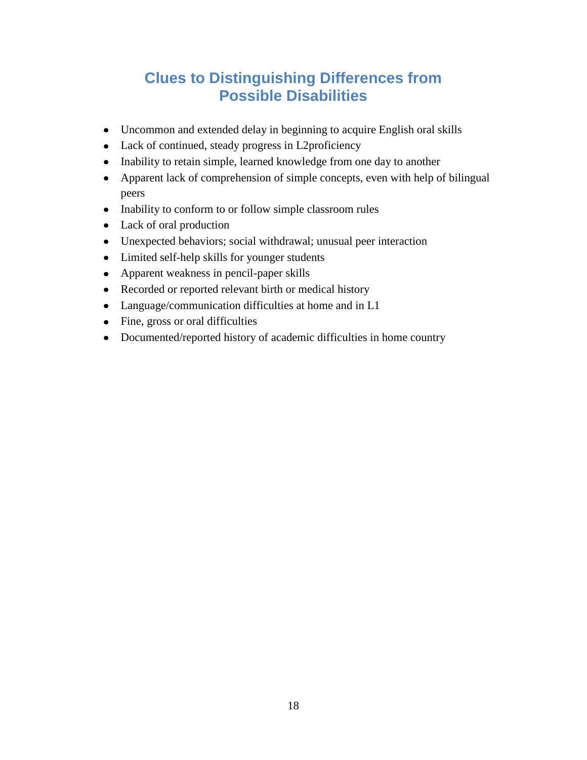## Clues to Distinguishing Differences from Possible Disabilities

- Uncommon and extended delay in beginning to acquire English oral skills
- Lack of continued, steady progress in L2proficiency
- Inability to retain simple, learned knowledge from one day to another
- Apparent lack of comprehension of simple concepts, even with help of bilingual peers
- Inability to conform to or follow simple classroom rules
- Lack of oral production
- Unexpected behaviors; social withdrawal; unusual peer interaction
- Limited self-help skills for younger students
- Apparent weakness in pencil-paper skills
- Recorded or reported relevant birth or medical history
- Language/communication difficulties at home and in L1
- Fine, gross or oral difficulties
- Documented/reported history of academic difficulties in home country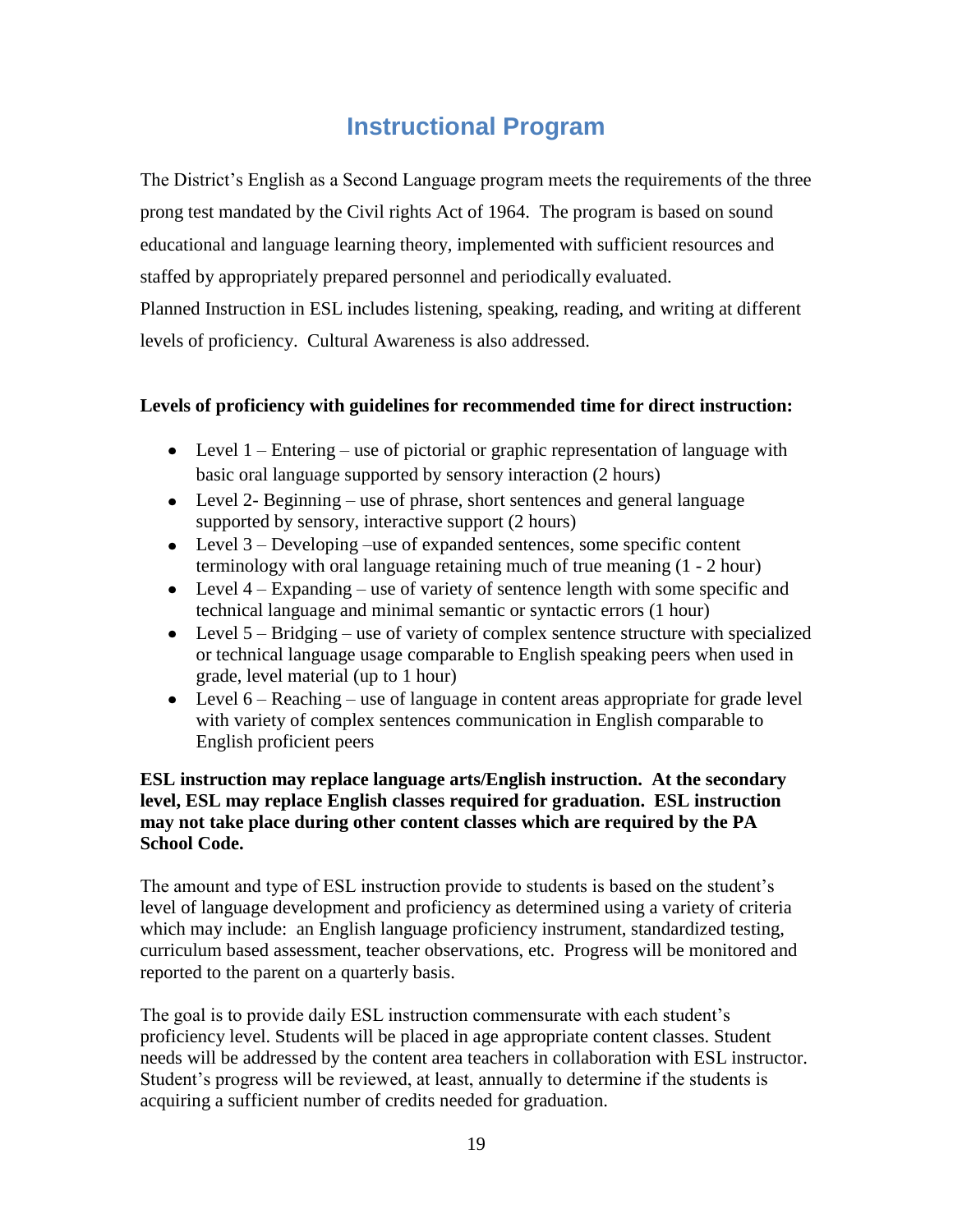# Instructional Program

The District's English as a Second Language program meets the requirements of the three prong test mandated by the Civil rights Act of 1964. The program is based on sound educational and language learning theory, implemented with sufficient resources and staffed by appropriately prepared personnel and periodically evaluated.

Planned Instruction in ESL includes listening, speaking, reading, and writing at different levels of proficiency. Cultural Awareness is also addressed.

**Levels of proficiency with guidelines for recommended time for direct instruction:**

- Level 1 – Entering – use of pictorial or graphic representation of language with basic oral language supported by sensory interaction (2 hours)
- Level 2- Beginning – use of phrase, short sentences and general language supported by sensory, interactive support (2 hours)
- Level 3 – Developing –use of expanded sentences, some specific content terminology with oral language retaining much of true meaning (1 - 2 hour)
- Level 4 – Expanding – use of variety of sentence length with some specific and technical language and minimal semantic or syntactic errors (1 hour)
- Level 5 – Bridging – use of variety of complex sentence structure with specialized or technical language usage comparable to English speaking peers when used in grade, level material (up to 1 hour)
- Level 6 – Reaching – use of language in content areas appropriate for grade level with variety of complex sentences communication in English comparable to English proficient peers

**ESL instruction may replace language arts/English instruction. At the secondary level, ESL may replace English classes required for graduation. ESL instruction may not take place during other content classes which are required by the PA School Code.**

The amount and type of ESL instruction provide to students is based on the student's level of language development and proficiency as determined using a variety of criteria which may include: an English language proficiency instrument, standardized testing, curriculum based assessment, teacher observations, etc. Progress will be monitored and reported to the parent on a quarterly basis.

The goal is to provide daily ESL instruction commensurate with each student's proficiency level. Students will be placed in age appropriate content classes. Student needs will be addressed by the content area teachers in collaboration with ESL instructor. Student's progress will be reviewed, at least, annually to determine if the students is acquiring a sufficient number of credits needed for graduation.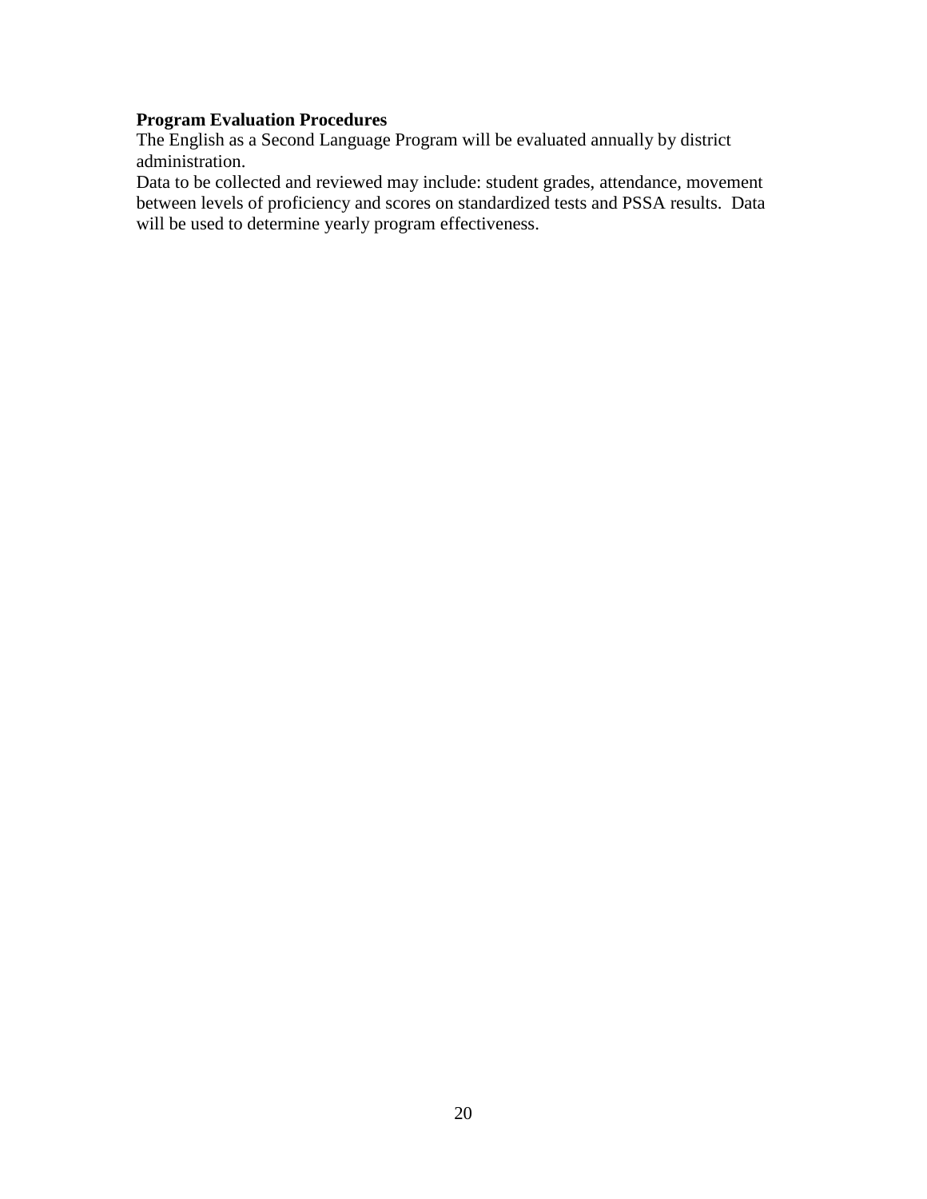**Program Evaluation Procedures**

The English as a Second Language Program will be evaluated annually by district administration.

Data to be collected and reviewed may include: student grades, attendance, movement between levels of proficiency and scores on standardized tests and PSSA results. Data will be used to determine yearly program effectiveness.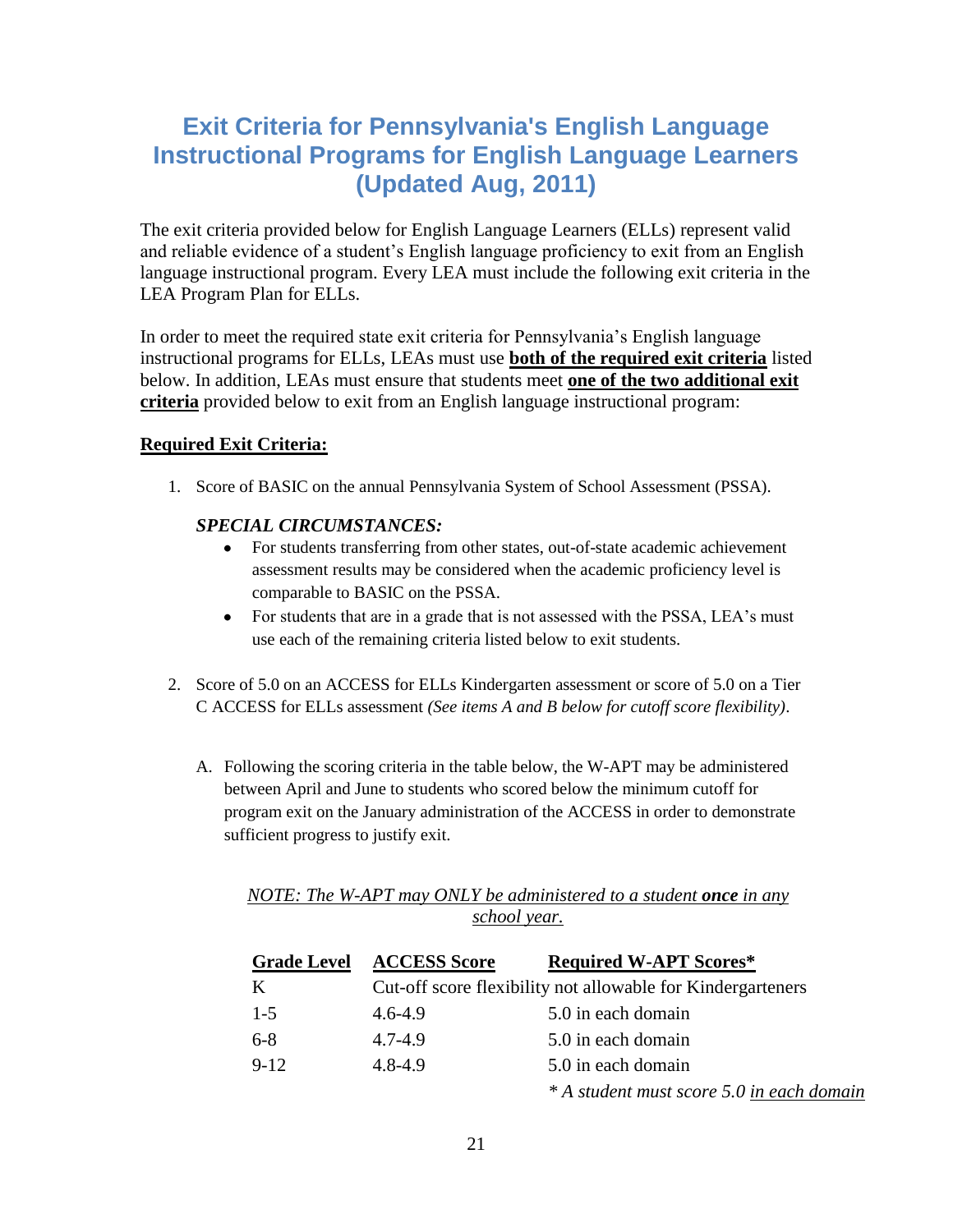# Exit Criteria for Pennsylvania's English Language Instructional Programs for English Language Learners (Updated Aug, 2011)

The exit criteria provided below for English Language Learners (ELLs) represent valid and reliable evidence of a student's English language proficiency to exit from an English language instructional program. Every LEA must include the following exit criteria in the LEA Program Plan for ELLs.

In order to meet the required state exit criteria for Pennsylvania's English language instructional programs for ELLs, LEAs must use **both of the required exit criteria** listed below. In addition, LEAs must ensure that students meet **one of the two additional exit criteria** provided below to exit from an English language instructional program:

**Required Exit Criteria:**

1. Score of BASIC on the annual Pennsylvania System of School Assessment (PSSA).

   ***SPECIAL CIRCUMSTANCES:***
   - For students transferring from other states, out-of-state academic achievement assessment results may be considered when the academic proficiency level is comparable to BASIC on the PSSA.
   - For students that are in a grade that is not assessed with the PSSA, LEA's must use each of the remaining criteria listed below to exit students.

2. Score of 5.0 on an ACCESS for ELLs Kindergarten assessment or score of 5.0 on a Tier C ACCESS for ELLs assessment *(See items A and B below for cutoff score flexibility)*.

   A. Following the scoring criteria in the table below, the W-APT may be administered between April and June to students who scored below the minimum cutoff for program exit on the January administration of the ACCESS in order to demonstrate sufficient progress to justify exit.

   *NOTE: The W-APT may ONLY be administered to a student **once** in any school year.*

| Grade Level | ACCESS Score | Required W-APT Scores* |
|---|---|---|
| K | Cut-off score flexibility not allowable for Kindergarteners | |
| 1-5 | 4.6-4.9 | 5.0 in each domain |
| 6-8 | 4.7-4.9 | 5.0 in each domain |
| 9-12 | 4.8-4.9 | 5.0 in each domain |

*\* A student must score 5.0 in each domain*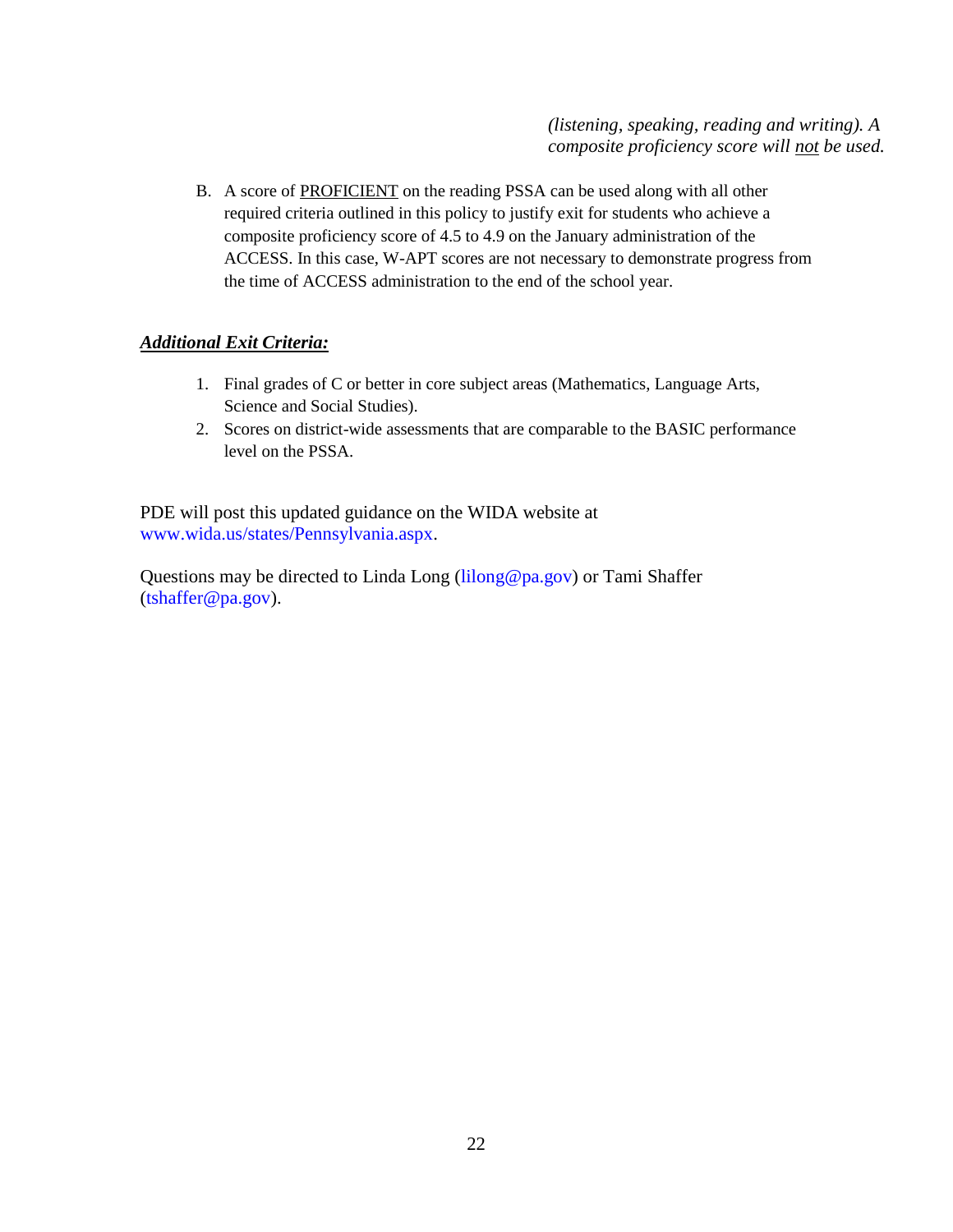*(listening, speaking, reading and writing). A composite proficiency score will not be used.*

B. A score of PROFICIENT on the reading PSSA can be used along with all other required criteria outlined in this policy to justify exit for students who achieve a composite proficiency score of 4.5 to 4.9 on the January administration of the ACCESS. In this case, W-APT scores are not necessary to demonstrate progress from the time of ACCESS administration to the end of the school year.

***Additional Exit Criteria:***

1. Final grades of C or better in core subject areas (Mathematics, Language Arts, Science and Social Studies).
2. Scores on district-wide assessments that are comparable to the BASIC performance level on the PSSA.

PDE will post this updated guidance on the WIDA website at www.wida.us/states/Pennsylvania.aspx.

Questions may be directed to Linda Long (lilong@pa.gov) or Tami Shaffer (tshaffer@pa.gov).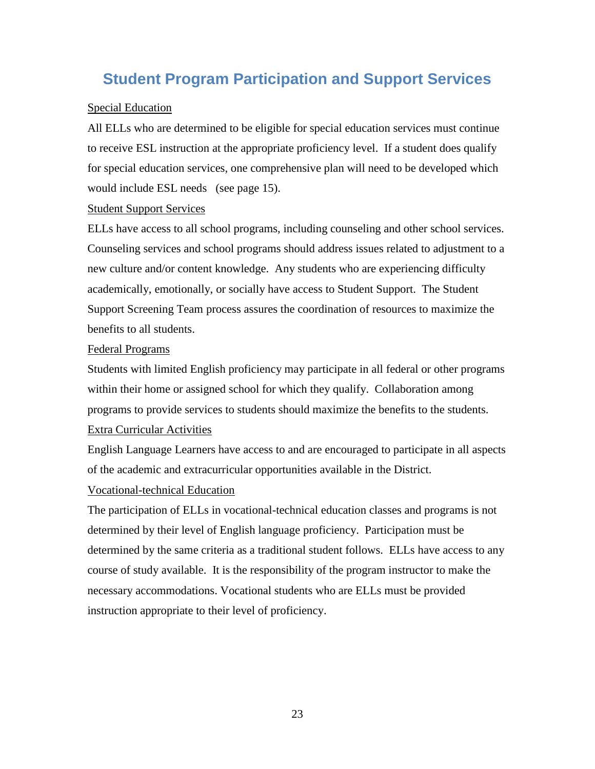## Student Program Participation and Support Services

<u>Special Education</u>

All ELLs who are determined to be eligible for special education services must continue to receive ESL instruction at the appropriate proficiency level. If a student does qualify for special education services, one comprehensive plan will need to be developed which would include ESL needs (see page 15).

<u>Student Support Services</u>

ELLs have access to all school programs, including counseling and other school services. Counseling services and school programs should address issues related to adjustment to a new culture and/or content knowledge. Any students who are experiencing difficulty academically, emotionally, or socially have access to Student Support. The Student Support Screening Team process assures the coordination of resources to maximize the benefits to all students.

<u>Federal Programs</u>

Students with limited English proficiency may participate in all federal or other programs within their home or assigned school for which they qualify. Collaboration among programs to provide services to students should maximize the benefits to the students.

<u>Extra Curricular Activities</u>

English Language Learners have access to and are encouraged to participate in all aspects of the academic and extracurricular opportunities available in the District.

<u>Vocational-technical Education</u>

The participation of ELLs in vocational-technical education classes and programs is not determined by their level of English language proficiency. Participation must be determined by the same criteria as a traditional student follows. ELLs have access to any course of study available. It is the responsibility of the program instructor to make the necessary accommodations. Vocational students who are ELLs must be provided instruction appropriate to their level of proficiency.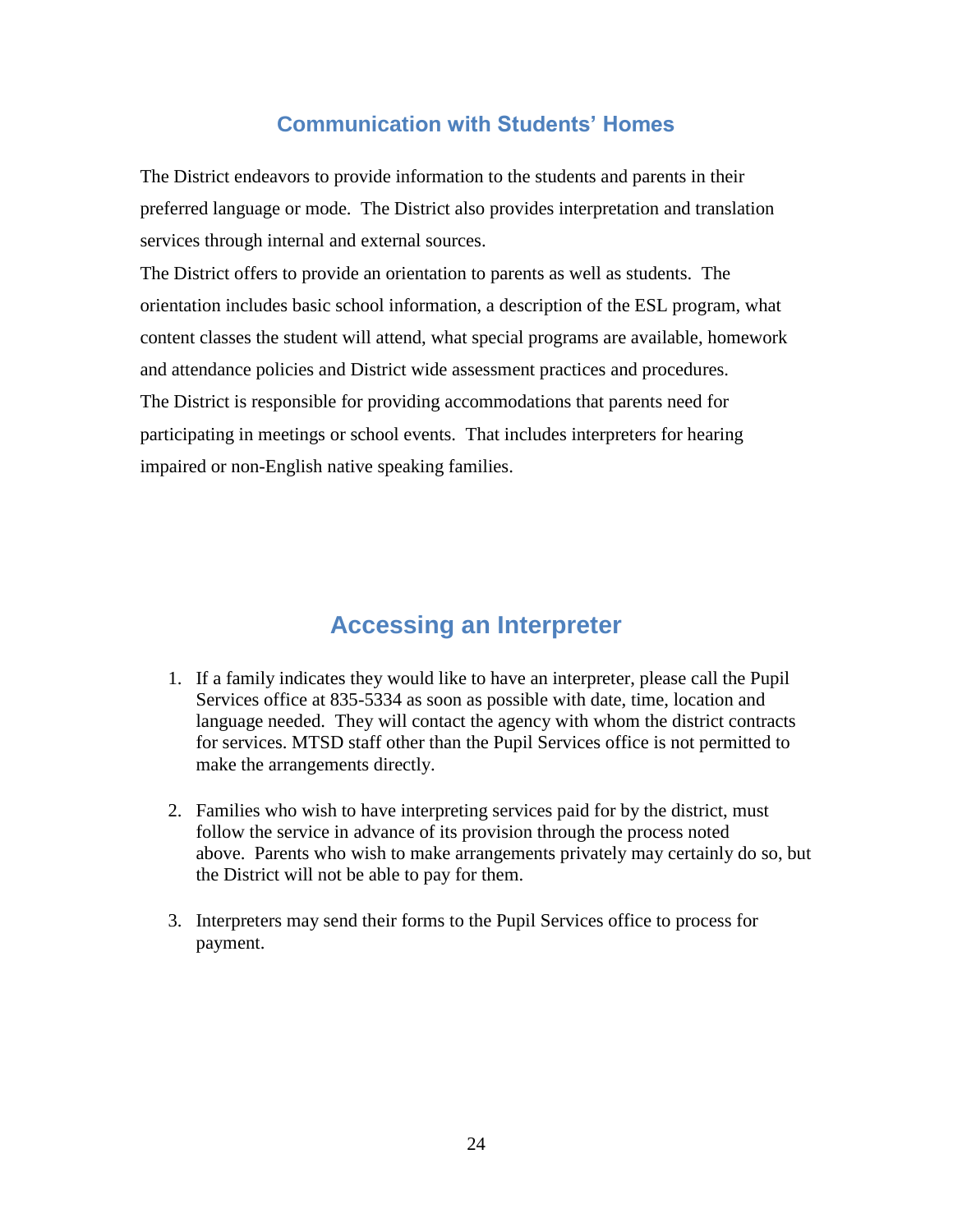## Communication with Students' Homes

The District endeavors to provide information to the students and parents in their preferred language or mode. The District also provides interpretation and translation services through internal and external sources.

The District offers to provide an orientation to parents as well as students. The orientation includes basic school information, a description of the ESL program, what content classes the student will attend, what special programs are available, homework and attendance policies and District wide assessment practices and procedures.

The District is responsible for providing accommodations that parents need for participating in meetings or school events. That includes interpreters for hearing impaired or non-English native speaking families.

## Accessing an Interpreter

1. If a family indicates they would like to have an interpreter, please call the Pupil Services office at 835-5334 as soon as possible with date, time, location and language needed. They will contact the agency with whom the district contracts for services. MTSD staff other than the Pupil Services office is not permitted to make the arrangements directly.

2. Families who wish to have interpreting services paid for by the district, must follow the service in advance of its provision through the process noted above. Parents who wish to make arrangements privately may certainly do so, but the District will not be able to pay for them.

3. Interpreters may send their forms to the Pupil Services office to process for payment.